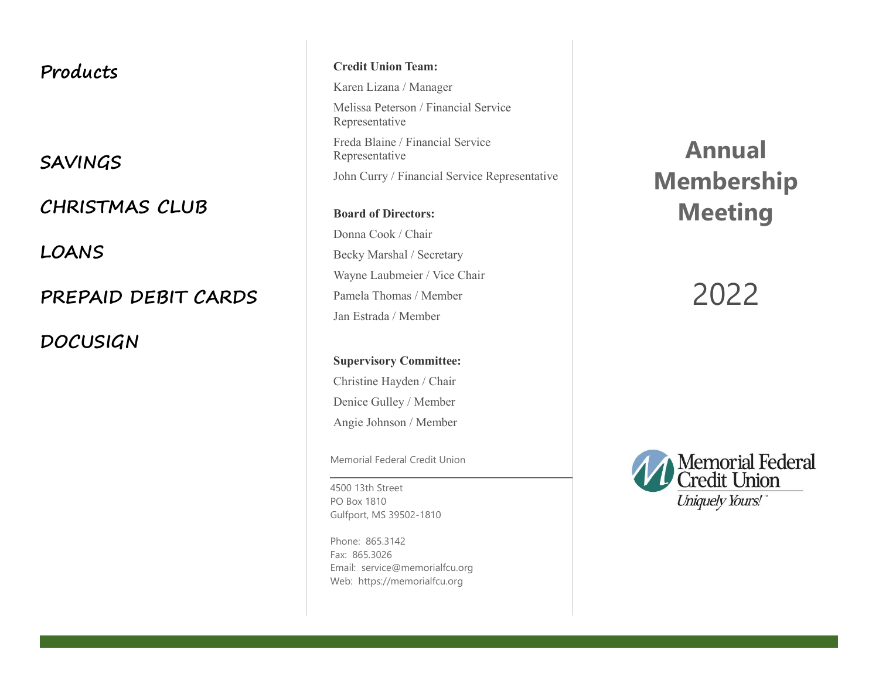## Products

**SAVINGS**

**CHRISTMAS CLUB**

**LOANS**

**PREPAID DEBIT CARDS**

**DOCUSIGN**

**Credit Union Team:**

Karen Lizana / Manager

Melissa Peterson / Financial Service Representative

Freda Blaine / Financial Service Representative

John Curry / Financial Service Representative

**Board of Directors:**

Donna Cook / Chair

Becky Marshal / Secretary

Wayne Laubmeier / Vice Chair

Pamela Thomas / Member

Jan Estrada / Member

**Supervisory Committee:**

Christine Hayden / Chair

Denice Gulley / Member

Angie Johnson / Member

Memorial Federal Credit Union

4500 13th Street
PO Box 1810
Gulfport, MS 39502-1810

Phone: 865.3142
Fax: 865.3026
Email: service@memorialfcu.org
Web: https://memorialfcu.org

# Annual Membership Meeting

2022

Memorial Federal Credit Union
*Uniquely Yours!™*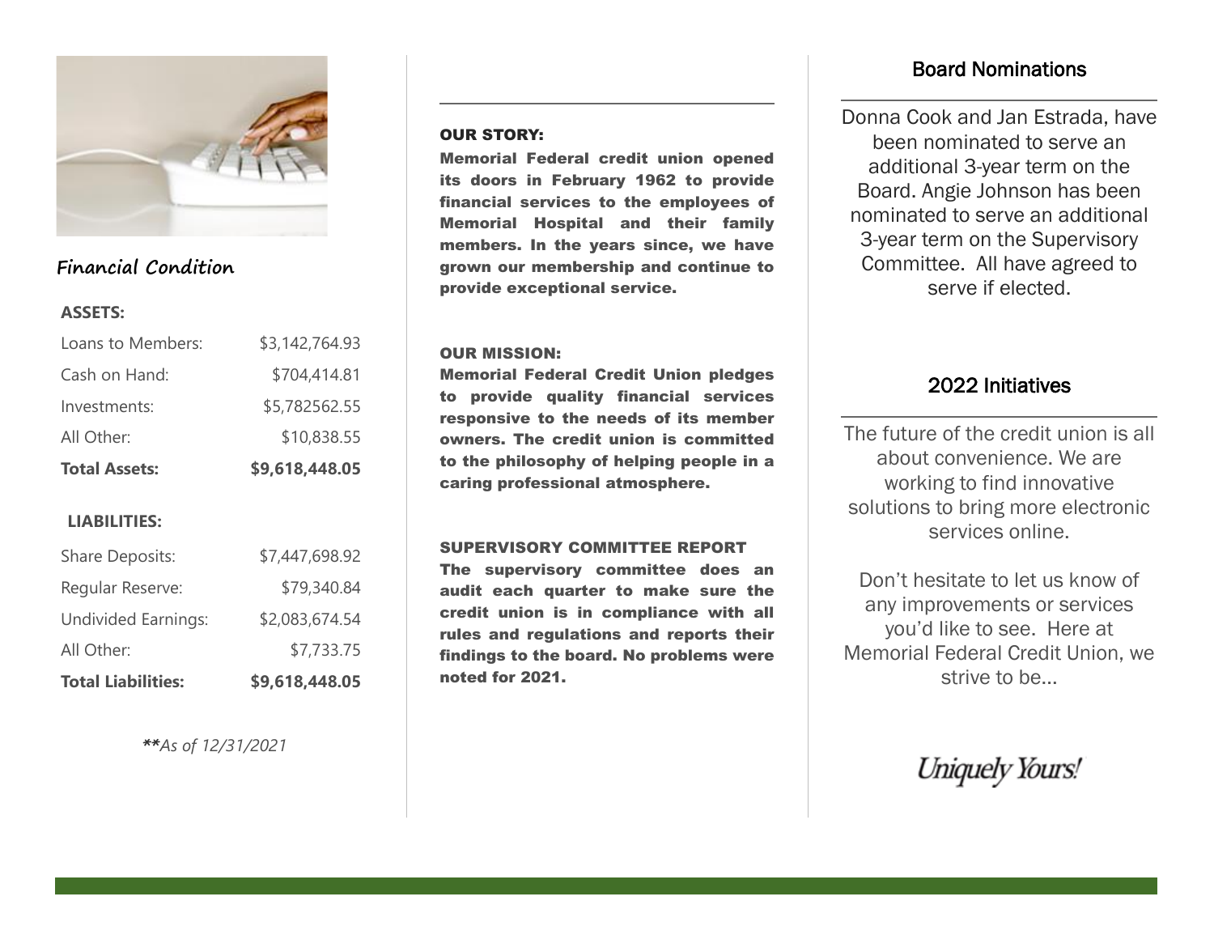## Financial Condition

| | |
|---|---|
| **ASSETS:** | |
| Loans to Members: | $3,142,764.93 |
| Cash on Hand: | $704,414.81 |
| Investments: | $5,782562.55 |
| All Other: | $10,838.55 |
| **Total Assets:** | **$9,618,448.05** |
| **LIABILITIES:** | |
| Share Deposits: | $7,447,698.92 |
| Regular Reserve: | $79,340.84 |
| Undivided Earnings: | $2,083,674.54 |
| All Other: | $7,733.75 |
| **Total Liabilities:** | **$9,618,448.05** |

***\*\*As of 12/31/2021***

### OUR STORY:

**Memorial Federal credit union opened its doors in February 1962 to provide financial services to the employees of Memorial Hospital and their family members. In the years since, we have grown our membership and continue to provide exceptional service.**

### OUR MISSION:

**Memorial Federal Credit Union pledges to provide quality financial services responsive to the needs of its member owners. The credit union is committed to the philosophy of helping people in a caring professional atmosphere.**

### SUPERVISORY COMMITTEE REPORT

**The supervisory committee does an audit each quarter to make sure the credit union is in compliance with all rules and regulations and reports their findings to the board. No problems were noted for 2021.**

## Board Nominations

Donna Cook and Jan Estrada, have been nominated to serve an additional 3-year term on the Board. Angie Johnson has been nominated to serve an additional 3-year term on the Supervisory Committee. All have agreed to serve if elected.

## 2022 Initiatives

The future of the credit union is all about convenience. We are working to find innovative solutions to bring more electronic services online.

Don't hesitate to let us know of any improvements or services you'd like to see. Here at Memorial Federal Credit Union, we strive to be...

*Uniquely Yours!*